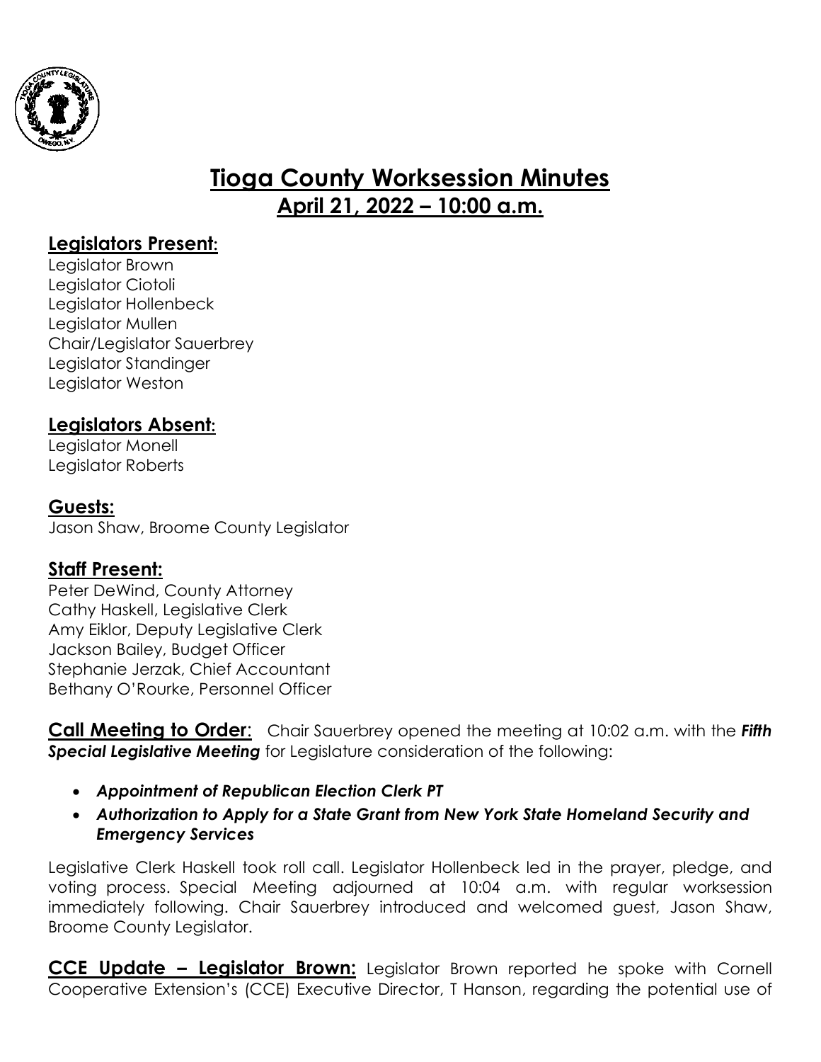# Tioga County Worksession Minutes

## April 21, 2022 – 10:00 a.m.

### Legislators Present:

Legislator Brown
Legislator Ciotoli
Legislator Hollenbeck
Legislator Mullen
Chair/Legislator Sauerbrey
Legislator Standinger
Legislator Weston

### Legislators Absent:

Legislator Monell
Legislator Roberts

### Guests:

Jason Shaw, Broome County Legislator

### Staff Present:

Peter DeWind, County Attorney
Cathy Haskell, Legislative Clerk
Amy Eiklor, Deputy Legislative Clerk
Jackson Bailey, Budget Officer
Stephanie Jerzak, Chief Accountant
Bethany O'Rourke, Personnel Officer

**Call Meeting to Order**: Chair Sauerbrey opened the meeting at 10:02 a.m. with the ***Fifth Special Legislative Meeting*** for Legislature consideration of the following:

- ***Appointment of Republican Election Clerk PT***
- ***Authorization to Apply for a State Grant from New York State Homeland Security and Emergency Services***

Legislative Clerk Haskell took roll call. Legislator Hollenbeck led in the prayer, pledge, and voting process. Special Meeting adjourned at 10:04 a.m. with regular worksession immediately following. Chair Sauerbrey introduced and welcomed guest, Jason Shaw, Broome County Legislator.

**CCE Update – Legislator Brown:** Legislator Brown reported he spoke with Cornell Cooperative Extension's (CCE) Executive Director, T Hanson, regarding the potential use of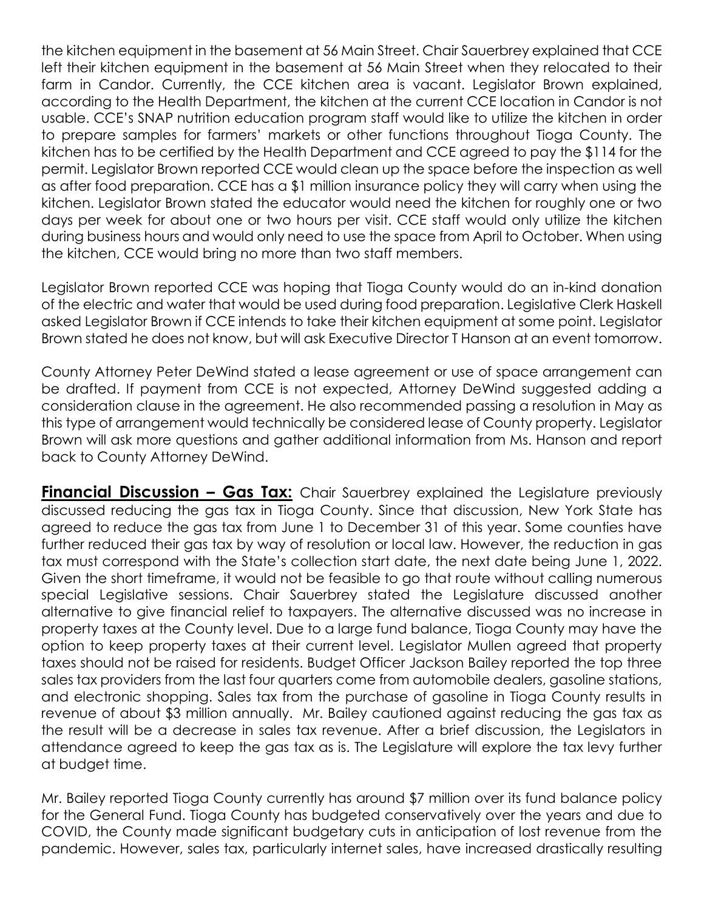the kitchen equipment in the basement at 56 Main Street. Chair Sauerbrey explained that CCE left their kitchen equipment in the basement at 56 Main Street when they relocated to their farm in Candor. Currently, the CCE kitchen area is vacant. Legislator Brown explained, according to the Health Department, the kitchen at the current CCE location in Candor is not usable. CCE's SNAP nutrition education program staff would like to utilize the kitchen in order to prepare samples for farmers' markets or other functions throughout Tioga County. The kitchen has to be certified by the Health Department and CCE agreed to pay the $114 for the permit. Legislator Brown reported CCE would clean up the space before the inspection as well as after food preparation. CCE has a $1 million insurance policy they will carry when using the kitchen. Legislator Brown stated the educator would need the kitchen for roughly one or two days per week for about one or two hours per visit. CCE staff would only utilize the kitchen during business hours and would only need to use the space from April to October. When using the kitchen, CCE would bring no more than two staff members.

Legislator Brown reported CCE was hoping that Tioga County would do an in-kind donation of the electric and water that would be used during food preparation. Legislative Clerk Haskell asked Legislator Brown if CCE intends to take their kitchen equipment at some point. Legislator Brown stated he does not know, but will ask Executive Director T Hanson at an event tomorrow.

County Attorney Peter DeWind stated a lease agreement or use of space arrangement can be drafted. If payment from CCE is not expected, Attorney DeWind suggested adding a consideration clause in the agreement. He also recommended passing a resolution in May as this type of arrangement would technically be considered lease of County property. Legislator Brown will ask more questions and gather additional information from Ms. Hanson and report back to County Attorney DeWind.

**Financial Discussion – Gas Tax:** Chair Sauerbrey explained the Legislature previously discussed reducing the gas tax in Tioga County. Since that discussion, New York State has agreed to reduce the gas tax from June 1 to December 31 of this year. Some counties have further reduced their gas tax by way of resolution or local law. However, the reduction in gas tax must correspond with the State's collection start date, the next date being June 1, 2022. Given the short timeframe, it would not be feasible to go that route without calling numerous special Legislative sessions. Chair Sauerbrey stated the Legislature discussed another alternative to give financial relief to taxpayers. The alternative discussed was no increase in property taxes at the County level. Due to a large fund balance, Tioga County may have the option to keep property taxes at their current level. Legislator Mullen agreed that property taxes should not be raised for residents. Budget Officer Jackson Bailey reported the top three sales tax providers from the last four quarters come from automobile dealers, gasoline stations, and electronic shopping. Sales tax from the purchase of gasoline in Tioga County results in revenue of about $3 million annually. Mr. Bailey cautioned against reducing the gas tax as the result will be a decrease in sales tax revenue. After a brief discussion, the Legislators in attendance agreed to keep the gas tax as is. The Legislature will explore the tax levy further at budget time.

Mr. Bailey reported Tioga County currently has around $7 million over its fund balance policy for the General Fund. Tioga County has budgeted conservatively over the years and due to COVID, the County made significant budgetary cuts in anticipation of lost revenue from the pandemic. However, sales tax, particularly internet sales, have increased drastically resulting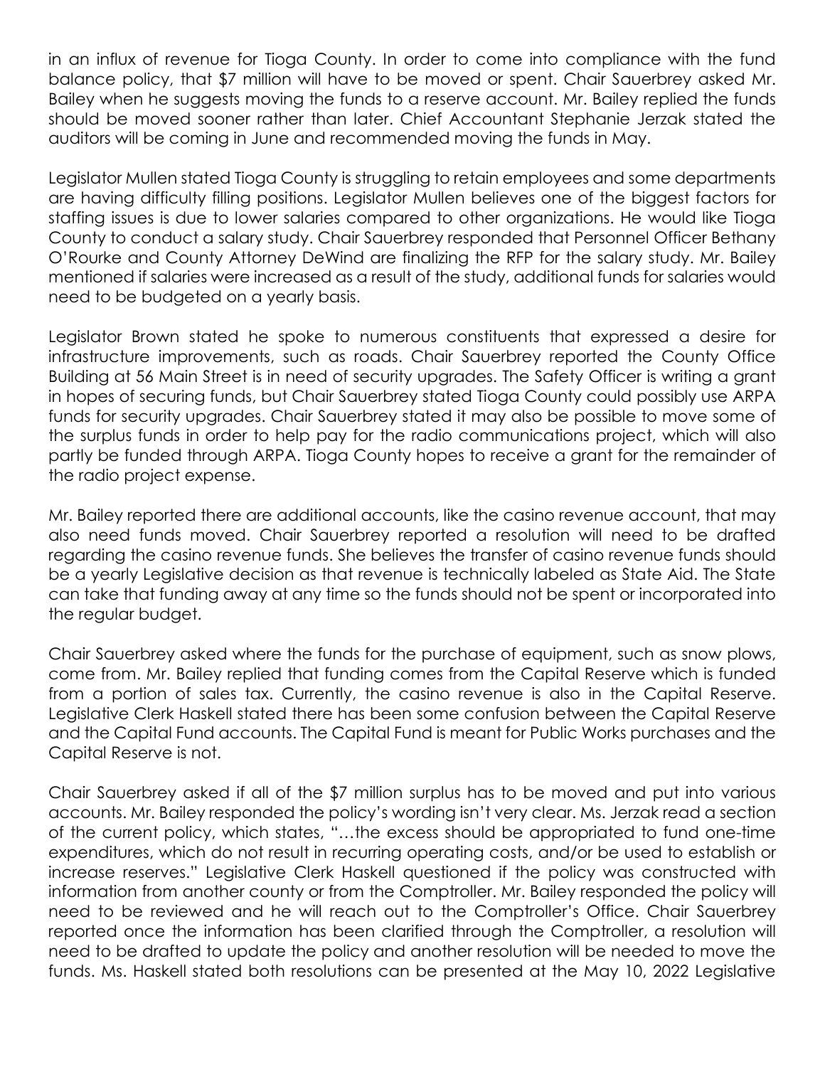in an influx of revenue for Tioga County. In order to come into compliance with the fund balance policy, that $7 million will have to be moved or spent. Chair Sauerbrey asked Mr. Bailey when he suggests moving the funds to a reserve account. Mr. Bailey replied the funds should be moved sooner rather than later. Chief Accountant Stephanie Jerzak stated the auditors will be coming in June and recommended moving the funds in May.

Legislator Mullen stated Tioga County is struggling to retain employees and some departments are having difficulty filling positions. Legislator Mullen believes one of the biggest factors for staffing issues is due to lower salaries compared to other organizations. He would like Tioga County to conduct a salary study. Chair Sauerbrey responded that Personnel Officer Bethany O'Rourke and County Attorney DeWind are finalizing the RFP for the salary study. Mr. Bailey mentioned if salaries were increased as a result of the study, additional funds for salaries would need to be budgeted on a yearly basis.

Legislator Brown stated he spoke to numerous constituents that expressed a desire for infrastructure improvements, such as roads. Chair Sauerbrey reported the County Office Building at 56 Main Street is in need of security upgrades. The Safety Officer is writing a grant in hopes of securing funds, but Chair Sauerbrey stated Tioga County could possibly use ARPA funds for security upgrades. Chair Sauerbrey stated it may also be possible to move some of the surplus funds in order to help pay for the radio communications project, which will also partly be funded through ARPA. Tioga County hopes to receive a grant for the remainder of the radio project expense.

Mr. Bailey reported there are additional accounts, like the casino revenue account, that may also need funds moved. Chair Sauerbrey reported a resolution will need to be drafted regarding the casino revenue funds. She believes the transfer of casino revenue funds should be a yearly Legislative decision as that revenue is technically labeled as State Aid. The State can take that funding away at any time so the funds should not be spent or incorporated into the regular budget.

Chair Sauerbrey asked where the funds for the purchase of equipment, such as snow plows, come from. Mr. Bailey replied that funding comes from the Capital Reserve which is funded from a portion of sales tax. Currently, the casino revenue is also in the Capital Reserve. Legislative Clerk Haskell stated there has been some confusion between the Capital Reserve and the Capital Fund accounts. The Capital Fund is meant for Public Works purchases and the Capital Reserve is not.

Chair Sauerbrey asked if all of the $7 million surplus has to be moved and put into various accounts. Mr. Bailey responded the policy's wording isn't very clear. Ms. Jerzak read a section of the current policy, which states, "…the excess should be appropriated to fund one-time expenditures, which do not result in recurring operating costs, and/or be used to establish or increase reserves." Legislative Clerk Haskell questioned if the policy was constructed with information from another county or from the Comptroller. Mr. Bailey responded the policy will need to be reviewed and he will reach out to the Comptroller's Office. Chair Sauerbrey reported once the information has been clarified through the Comptroller, a resolution will need to be drafted to update the policy and another resolution will be needed to move the funds. Ms. Haskell stated both resolutions can be presented at the May 10, 2022 Legislative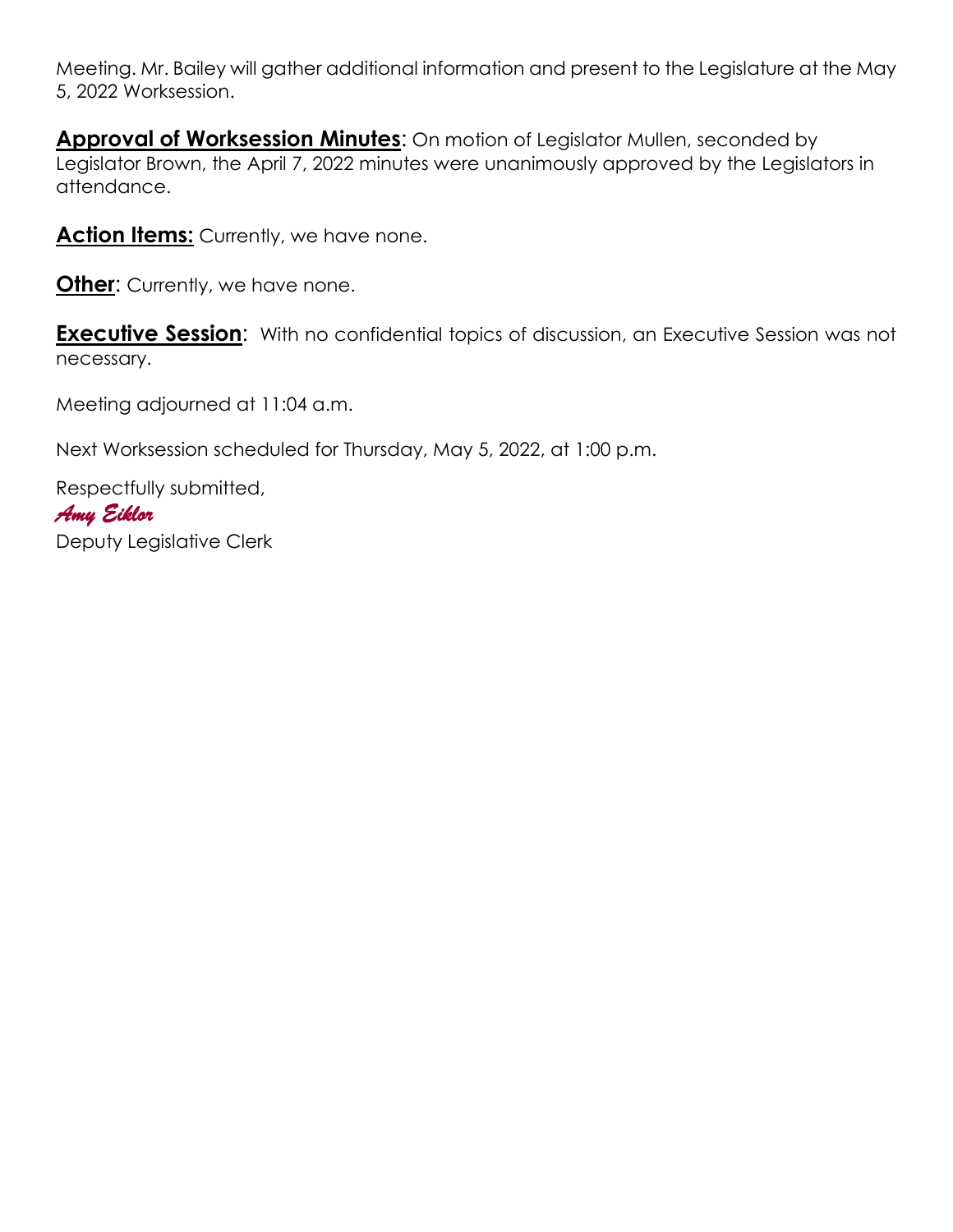Meeting. Mr. Bailey will gather additional information and present to the Legislature at the May 5, 2022 Worksession.

**Approval of Worksession Minutes**: On motion of Legislator Mullen, seconded by Legislator Brown, the April 7, 2022 minutes were unanimously approved by the Legislators in attendance.

**Action Items:** Currently, we have none.

**Other**: Currently, we have none.

**Executive Session**: With no confidential topics of discussion, an Executive Session was not necessary.

Meeting adjourned at 11:04 a.m.

Next Worksession scheduled for Thursday, May 5, 2022, at 1:00 p.m.

Respectfully submitted,

*Amy Eiklor*

Deputy Legislative Clerk